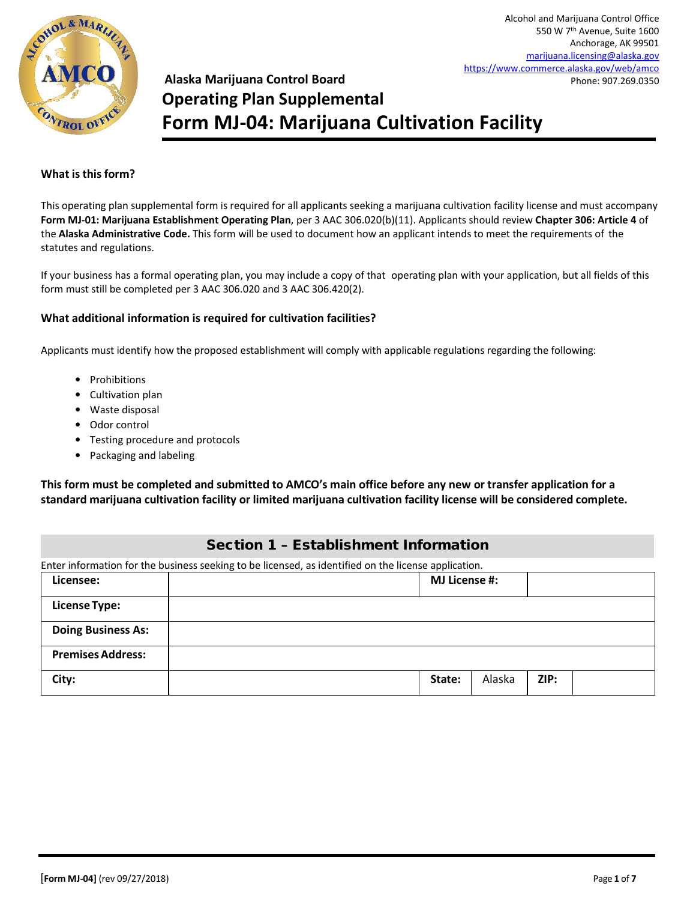Alcohol and Marijuana Control Office
550 W 7th Avenue, Suite 1600
Anchorage, AK 99501
marijuana.licensing@alaska.gov
https://www.commerce.alaska.gov/web/amco
Phone: 907.269.0350

**Alaska Marijuana Control Board**

# Operating Plan Supplemental
# Form MJ-04: Marijuana Cultivation Facility

### What is this form?

This operating plan supplemental form is required for all applicants seeking a marijuana cultivation facility license and must accompany **Form MJ-01: Marijuana Establishment Operating Plan**, per 3 AAC 306.020(b)(11). Applicants should review **Chapter 306: Article 4** of the **Alaska Administrative Code.** This form will be used to document how an applicant intends to meet the requirements of the statutes and regulations.

If your business has a formal operating plan, you may include a copy of that operating plan with your application, but all fields of this form must still be completed per 3 AAC 306.020 and 3 AAC 306.420(2).

### What additional information is required for cultivation facilities?

Applicants must identify how the proposed establishment will comply with applicable regulations regarding the following:

- Prohibitions
- Cultivation plan
- Waste disposal
- Odor control
- Testing procedure and protocols
- Packaging and labeling

**This form must be completed and submitted to AMCO's main office before any new or transfer application for a standard marijuana cultivation facility or limited marijuana cultivation facility license will be considered complete.**

## Section 1 – Establishment Information

Enter information for the business seeking to be licensed, as identified on the license application.

| **Licensee:** | | **MJ License #:** | | | |
|---|---|---|---|---|---|
| **License Type:** | | | | | |
| **Doing Business As:** | | | | | |
| **Premises Address:** | | | | | |
| **City:** | | **State:** | Alaska | **ZIP:** | |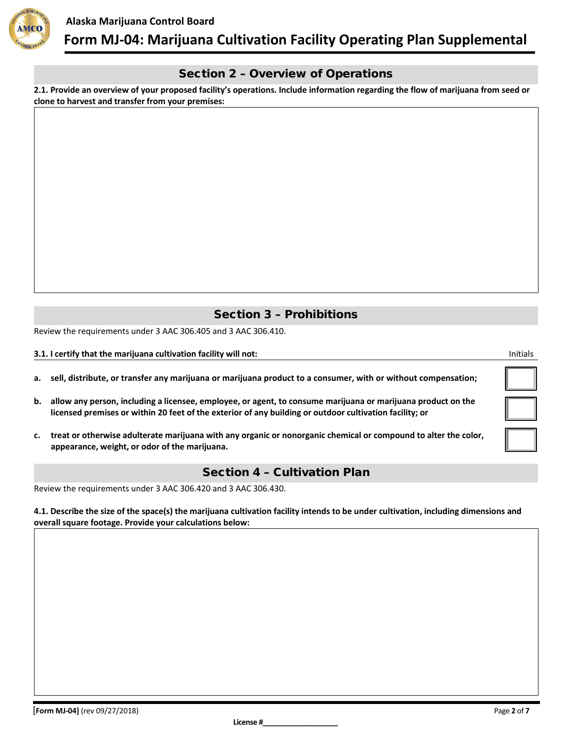## Section 2 – Overview of Operations

**2.1. Provide an overview of your proposed facility's operations. Include information regarding the flow of marijuana from seed or clone to harvest and transfer from your premises:**

## Section 3 – Prohibitions

Review the requirements under 3 AAC 306.405 and 3 AAC 306.410.

| **3.1. I certify that the marijuana cultivation facility will not:** | Initials |
|---|---|
| **a. sell, distribute, or transfer any marijuana or marijuana product to a consumer, with or without compensation;** | |
| **b. allow any person, including a licensee, employee, or agent, to consume marijuana or marijuana product on the licensed premises or within 20 feet of the exterior of any building or outdoor cultivation facility; or** | |
| **c. treat or otherwise adulterate marijuana with any organic or nonorganic chemical or compound to alter the color, appearance, weight, or odor of the marijuana.** | |

## Section 4 – Cultivation Plan

Review the requirements under 3 AAC 306.420 and 3 AAC 306.430.

**4.1. Describe the size of the space(s) the marijuana cultivation facility intends to be under cultivation, including dimensions and overall square footage. Provide your calculations below:**

License #___________________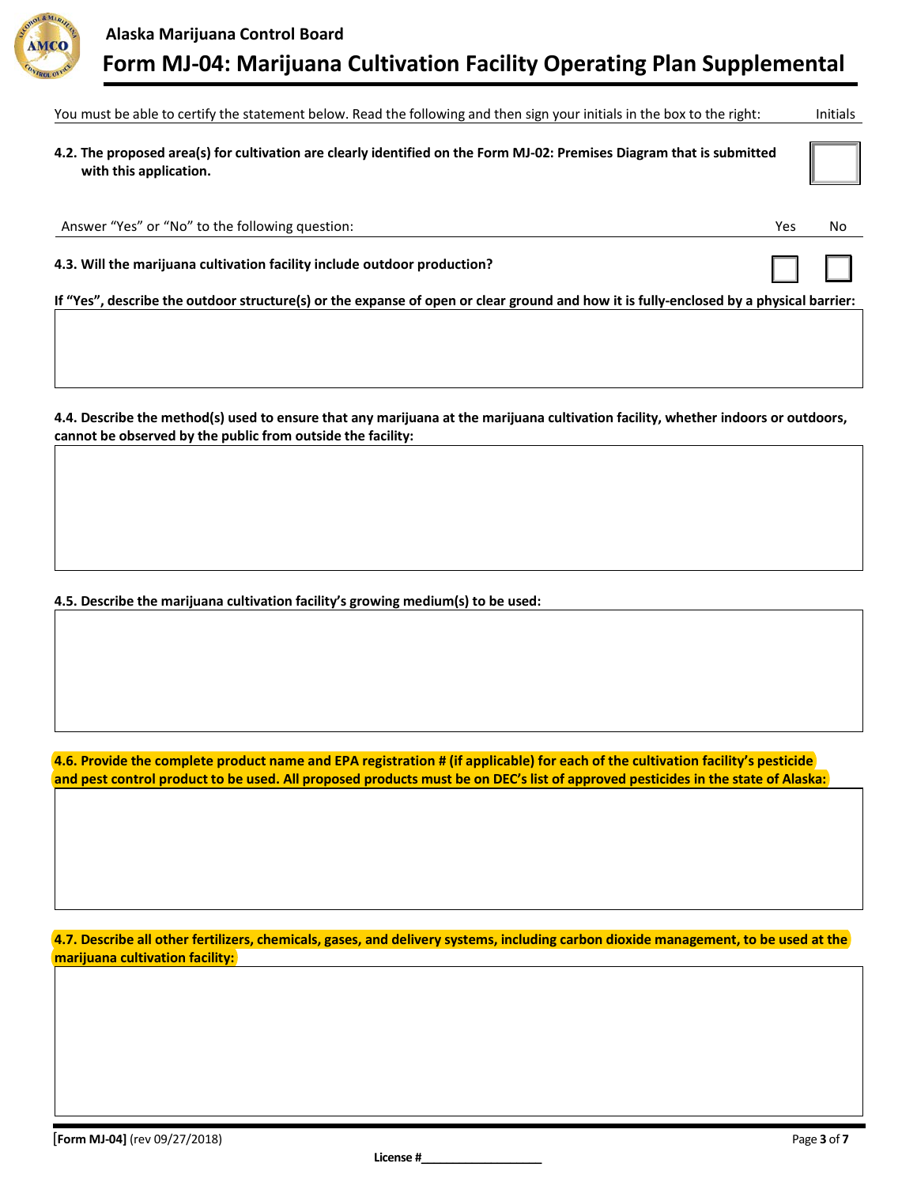Alaska Marijuana Control Board

# Form MJ-04: Marijuana Cultivation Facility Operating Plan Supplemental

You must be able to certify the statement below. Read the following and then sign your initials in the box to the right: Initials

**4.2. The proposed area(s) for cultivation are clearly identified on the Form MJ-02: Premises Diagram that is submitted with this application.** ☐

Answer "Yes" or "No" to the following question: Yes No

**4.3. Will the marijuana cultivation facility include outdoor production?** ☐ ☐

**If "Yes", describe the outdoor structure(s) or the expanse of open or clear ground and how it is fully-enclosed by a physical barrier:**

**4.4. Describe the method(s) used to ensure that any marijuana at the marijuana cultivation facility, whether indoors or outdoors, cannot be observed by the public from outside the facility:**

**4.5. Describe the marijuana cultivation facility's growing medium(s) to be used:**

**4.6. Provide the complete product name and EPA registration # (if applicable) for each of the cultivation facility's pesticide and pest control product to be used. All proposed products must be on DEC's list of approved pesticides in the state of Alaska:**

**4.7. Describe all other fertilizers, chemicals, gases, and delivery systems, including carbon dioxide management, to be used at the marijuana cultivation facility:**

**[Form MJ-04]** (rev 09/27/2018)

**License #**\_\_\_\_\_\_\_\_\_\_\_\_\_\_\_\_\_\_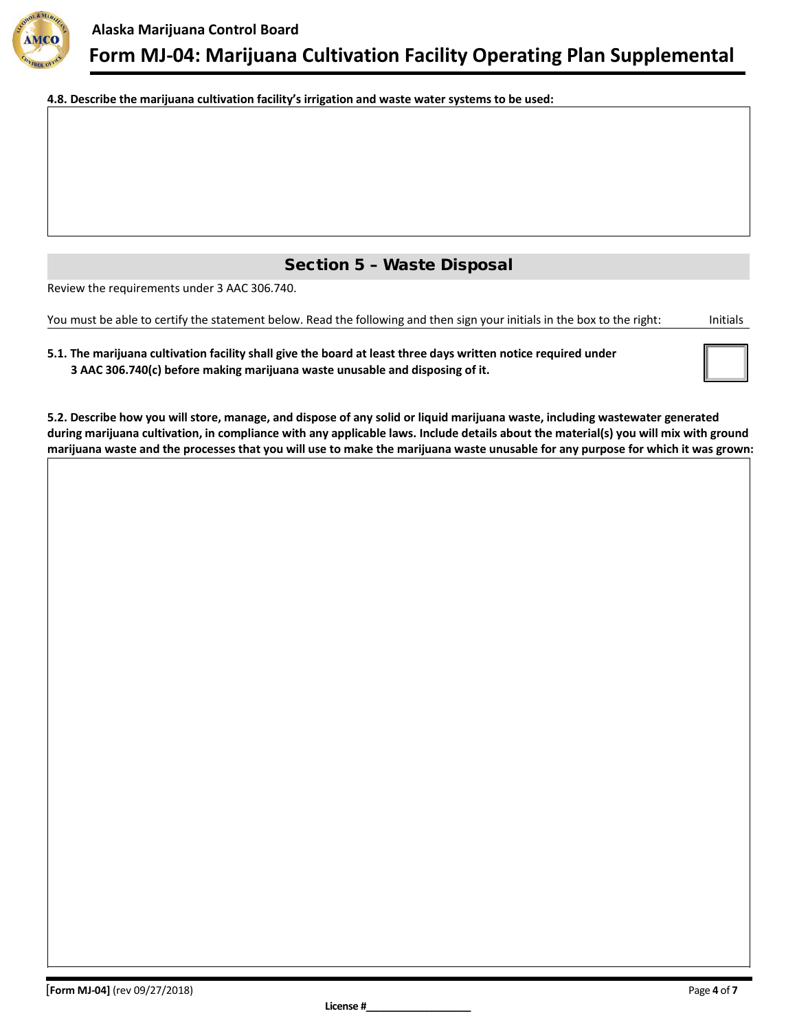**4.8. Describe the marijuana cultivation facility's irrigation and waste water systems to be used:**

## Section 5 – Waste Disposal

Review the requirements under 3 AAC 306.740.

You must be able to certify the statement below. Read the following and then sign your initials in the box to the right: Initials

**5.1. The marijuana cultivation facility shall give the board at least three days written notice required under 3 AAC 306.740(c) before making marijuana waste unusable and disposing of it.**

**5.2. Describe how you will store, manage, and dispose of any solid or liquid marijuana waste, including wastewater generated during marijuana cultivation, in compliance with any applicable laws. Include details about the material(s) you will mix with ground marijuana waste and the processes that you will use to make the marijuana waste unusable for any purpose for which it was grown:**

**[Form MJ-04]** (rev 09/27/2018)

**License #\_\_\_\_\_\_\_\_\_\_\_\_\_\_\_\_\_\_\_**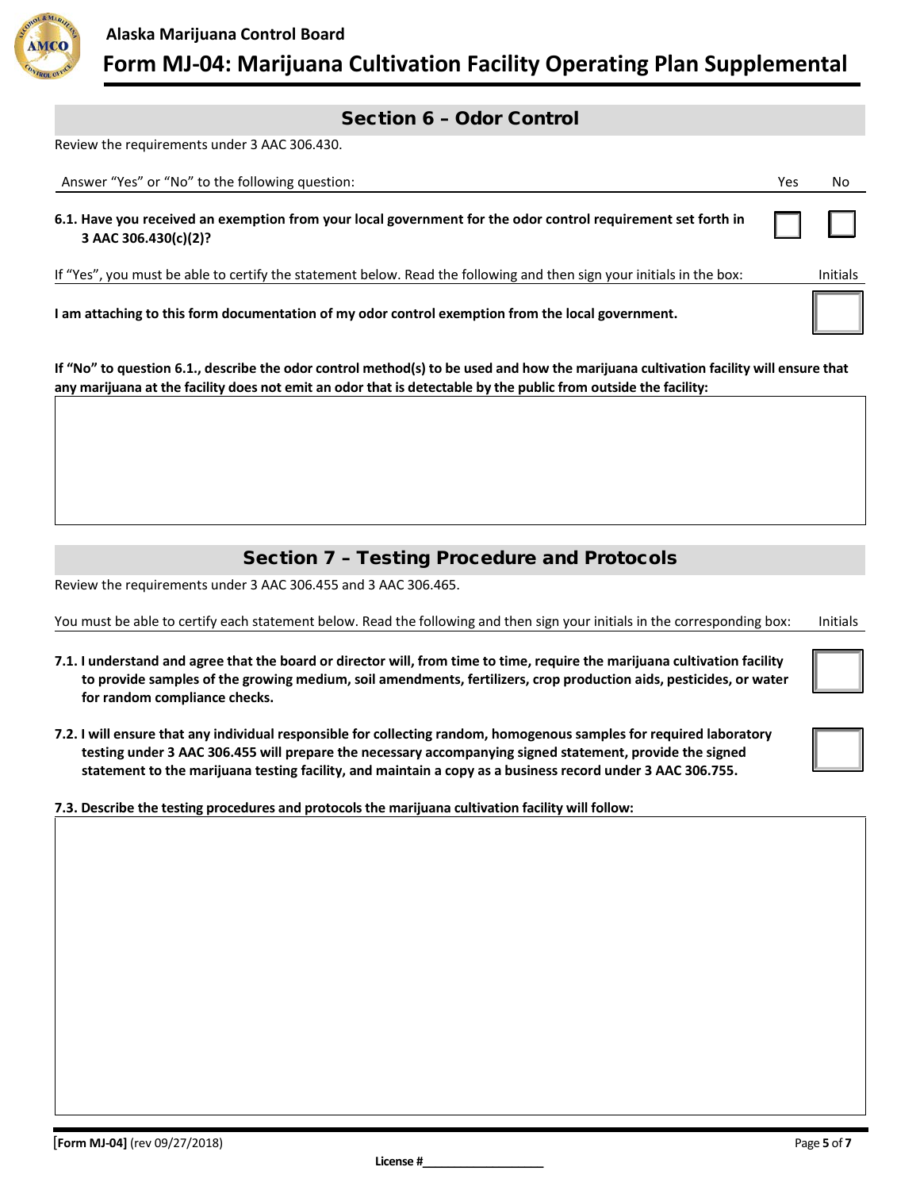## Section 6 – Odor Control

Review the requirements under 3 AAC 306.430.

| Answer "Yes" or "No" to the following question: | Yes | No |
|---|---|---|
| **6.1. Have you received an exemption from your local government for the odor control requirement set forth in 3 AAC 306.430(c)(2)?** | ☐ | ☐ |

| If "Yes", you must be able to certify the statement below. Read the following and then sign your initials in the box: | Initials |
|---|---|
| **I am attaching to this form documentation of my odor control exemption from the local government.** | |

**If "No" to question 6.1., describe the odor control method(s) to be used and how the marijuana cultivation facility will ensure that any marijuana at the facility does not emit an odor that is detectable by the public from outside the facility:**

## Section 7 – Testing Procedure and Protocols

Review the requirements under 3 AAC 306.455 and 3 AAC 306.465.

| You must be able to certify each statement below. Read the following and then sign your initials in the corresponding box: | Initials |
|---|---|
| **7.1. I understand and agree that the board or director will, from time to time, require the marijuana cultivation facility to provide samples of the growing medium, soil amendments, fertilizers, crop production aids, pesticides, or water for random compliance checks.** | |
| **7.2. I will ensure that any individual responsible for collecting random, homogenous samples for required laboratory testing under 3 AAC 306.455 will prepare the necessary accompanying signed statement, provide the signed statement to the marijuana testing facility, and maintain a copy as a business record under 3 AAC 306.755.** | |

**7.3. Describe the testing procedures and protocols the marijuana cultivation facility will follow:**

**[Form MJ-04]** (rev 09/27/2018)

**License #\_\_\_\_\_\_\_\_\_\_\_\_\_\_\_\_\_\_**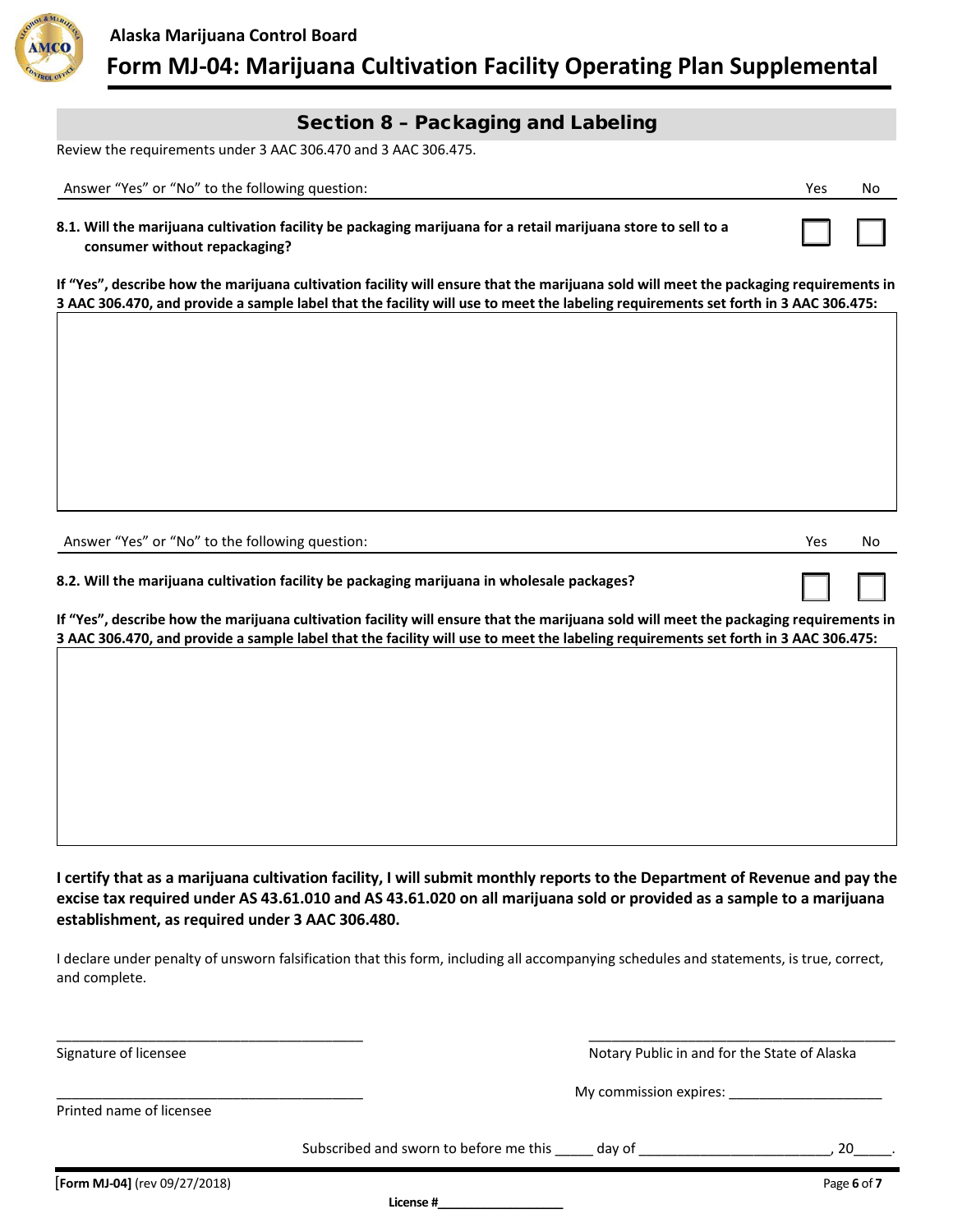Alaska Marijuana Control Board

# Form MJ-04: Marijuana Cultivation Facility Operating Plan Supplemental

## Section 8 – Packaging and Labeling

Review the requirements under 3 AAC 306.470 and 3 AAC 306.475.

| Answer "Yes" or "No" to the following question: | Yes | No |
|---|---|---|
| **8.1. Will the marijuana cultivation facility be packaging marijuana for a retail marijuana store to sell to a consumer without repackaging?** | ☐ | ☐ |

**If "Yes", describe how the marijuana cultivation facility will ensure that the marijuana sold will meet the packaging requirements in 3 AAC 306.470, and provide a sample label that the facility will use to meet the labeling requirements set forth in 3 AAC 306.475:**

| Answer "Yes" or "No" to the following question: | Yes | No |
|---|---|---|
| **8.2. Will the marijuana cultivation facility be packaging marijuana in wholesale packages?** | ☐ | ☐ |

**If "Yes", describe how the marijuana cultivation facility will ensure that the marijuana sold will meet the packaging requirements in 3 AAC 306.470, and provide a sample label that the facility will use to meet the labeling requirements set forth in 3 AAC 306.475:**

**I certify that as a marijuana cultivation facility, I will submit monthly reports to the Department of Revenue and pay the excise tax required under AS 43.61.010 and AS 43.61.020 on all marijuana sold or provided as a sample to a marijuana establishment, as required under 3 AAC 306.480.**

I declare under penalty of unsworn falsification that this form, including all accompanying schedules and statements, is true, correct, and complete.

_________________________________________
Signature of licensee

_________________________________________
Printed name of licensee

_________________________________________
Notary Public in and for the State of Alaska

My commission expires: ____________________

Subscribed and sworn to before me this _____ day of ________________________, 20_____.

[Form MJ-04] (rev 09/27/2018)

License #__________________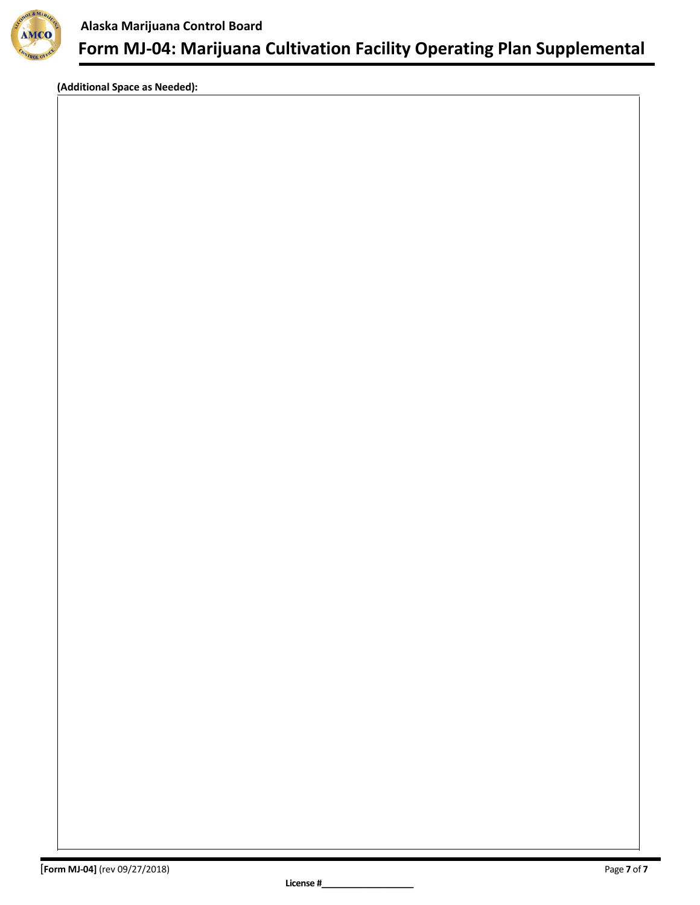**(Additional Space as Needed):**

License #\_\_\_\_\_\_\_\_\_\_\_\_\_\_\_\_\_\_